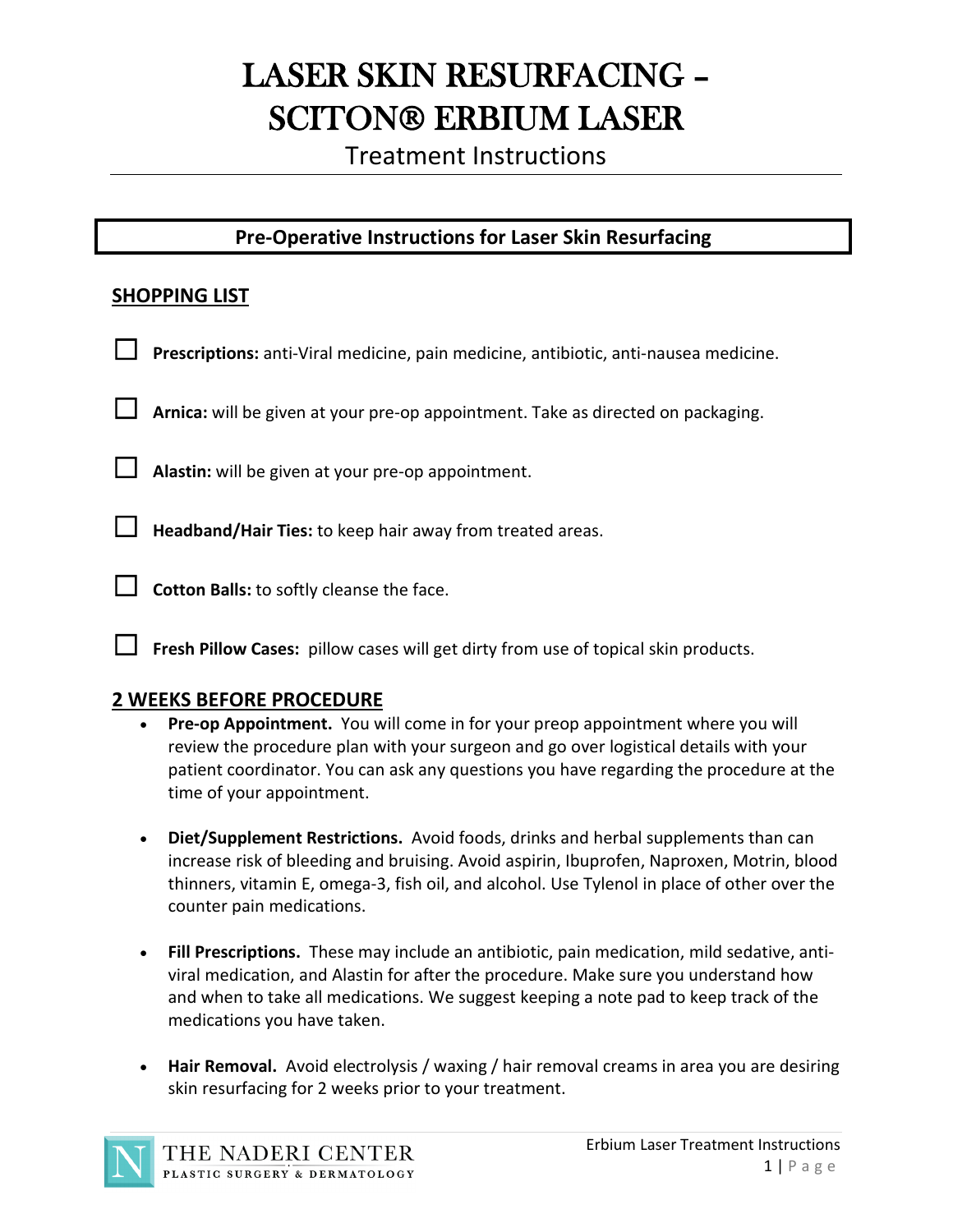# LASER SKIN RESURFACING – SCITON® ERBIUM LASER

Treatment Instructions

## Pre-Operative Instructions for Laser Skin Resurfacing

### SHOPPING LIST

- ☐ **Prescriptions:** anti-Viral medicine, pain medicine, antibiotic, anti-nausea medicine.
- ☐ **Arnica:** will be given at your pre-op appointment. Take as directed on packaging.
- ☐ **Alastin:** will be given at your pre-op appointment.
- ☐ **Headband/Hair Ties:** to keep hair away from treated areas.
- ☐ **Cotton Balls:** to softly cleanse the face.
- ☐ **Fresh Pillow Cases:** pillow cases will get dirty from use of topical skin products.

### 2 WEEKS BEFORE PROCEDURE

- **Pre-op Appointment.** You will come in for your preop appointment where you will review the procedure plan with your surgeon and go over logistical details with your patient coordinator. You can ask any questions you have regarding the procedure at the time of your appointment.

- **Diet/Supplement Restrictions.** Avoid foods, drinks and herbal supplements than can increase risk of bleeding and bruising. Avoid aspirin, Ibuprofen, Naproxen, Motrin, blood thinners, vitamin E, omega-3, fish oil, and alcohol. Use Tylenol in place of other over the counter pain medications.

- **Fill Prescriptions.** These may include an antibiotic, pain medication, mild sedative, anti-viral medication, and Alastin for after the procedure. Make sure you understand how and when to take all medications. We suggest keeping a note pad to keep track of the medications you have taken.

- **Hair Removal.** Avoid electrolysis / waxing / hair removal creams in area you are desiring skin resurfacing for 2 weeks prior to your treatment.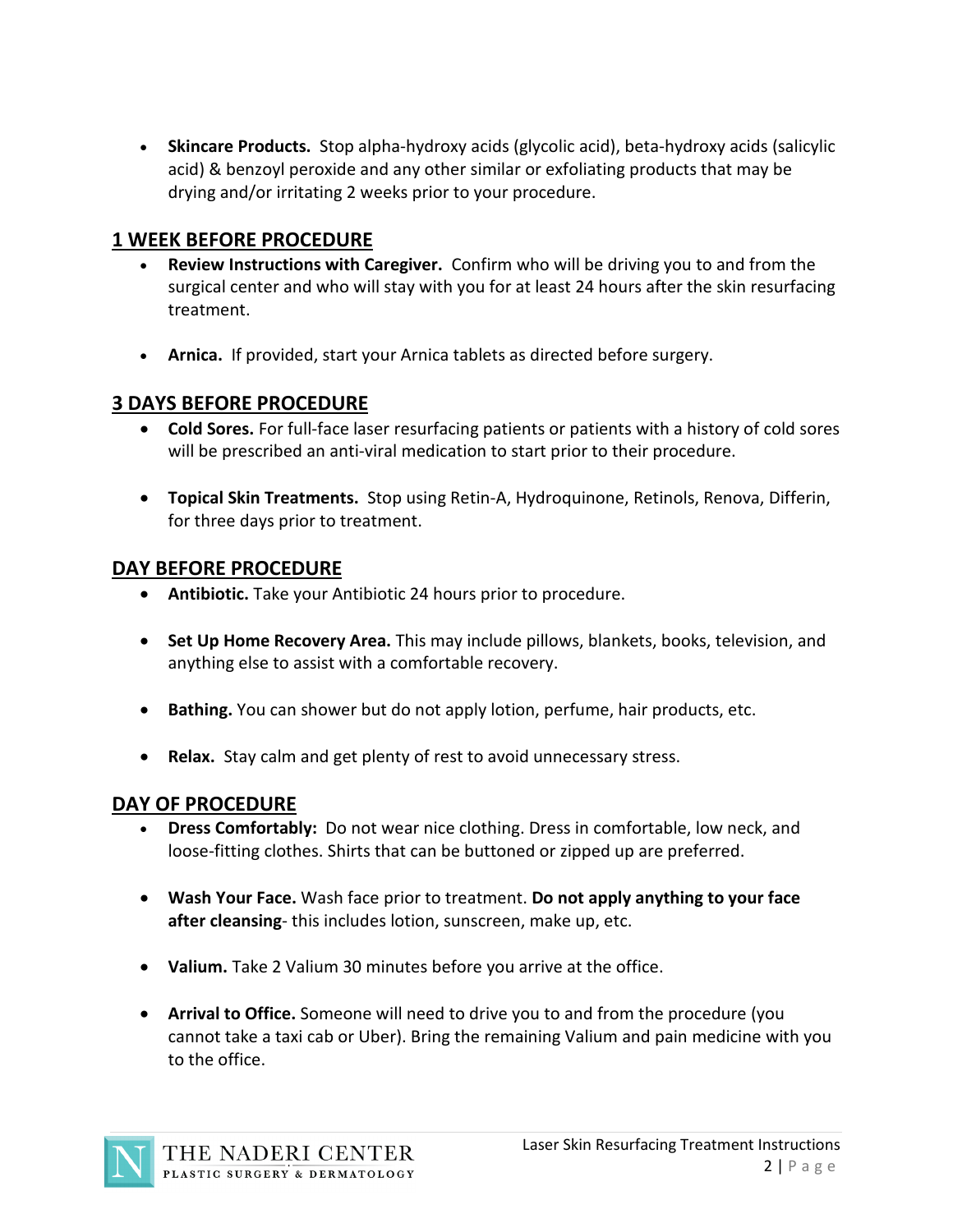- **Skincare Products.** Stop alpha-hydroxy acids (glycolic acid), beta-hydroxy acids (salicylic acid) & benzoyl peroxide and any other similar or exfoliating products that may be drying and/or irritating 2 weeks prior to your procedure.

## 1 WEEK BEFORE PROCEDURE

- **Review Instructions with Caregiver.** Confirm who will be driving you to and from the surgical center and who will stay with you for at least 24 hours after the skin resurfacing treatment.

- **Arnica.** If provided, start your Arnica tablets as directed before surgery.

## 3 DAYS BEFORE PROCEDURE

- **Cold Sores.** For full-face laser resurfacing patients or patients with a history of cold sores will be prescribed an anti-viral medication to start prior to their procedure.

- **Topical Skin Treatments.** Stop using Retin-A, Hydroquinone, Retinols, Renova, Differin, for three days prior to treatment.

## DAY BEFORE PROCEDURE

- **Antibiotic.** Take your Antibiotic 24 hours prior to procedure.

- **Set Up Home Recovery Area.** This may include pillows, blankets, books, television, and anything else to assist with a comfortable recovery.

- **Bathing.** You can shower but do not apply lotion, perfume, hair products, etc.

- **Relax.** Stay calm and get plenty of rest to avoid unnecessary stress.

## DAY OF PROCEDURE

- **Dress Comfortably:** Do not wear nice clothing. Dress in comfortable, low neck, and loose-fitting clothes. Shirts that can be buttoned or zipped up are preferred.

- **Wash Your Face.** Wash face prior to treatment. **Do not apply anything to your face after cleansing**- this includes lotion, sunscreen, make up, etc.

- **Valium.** Take 2 Valium 30 minutes before you arrive at the office.

- **Arrival to Office.** Someone will need to drive you to and from the procedure (you cannot take a taxi cab or Uber). Bring the remaining Valium and pain medicine with you to the office.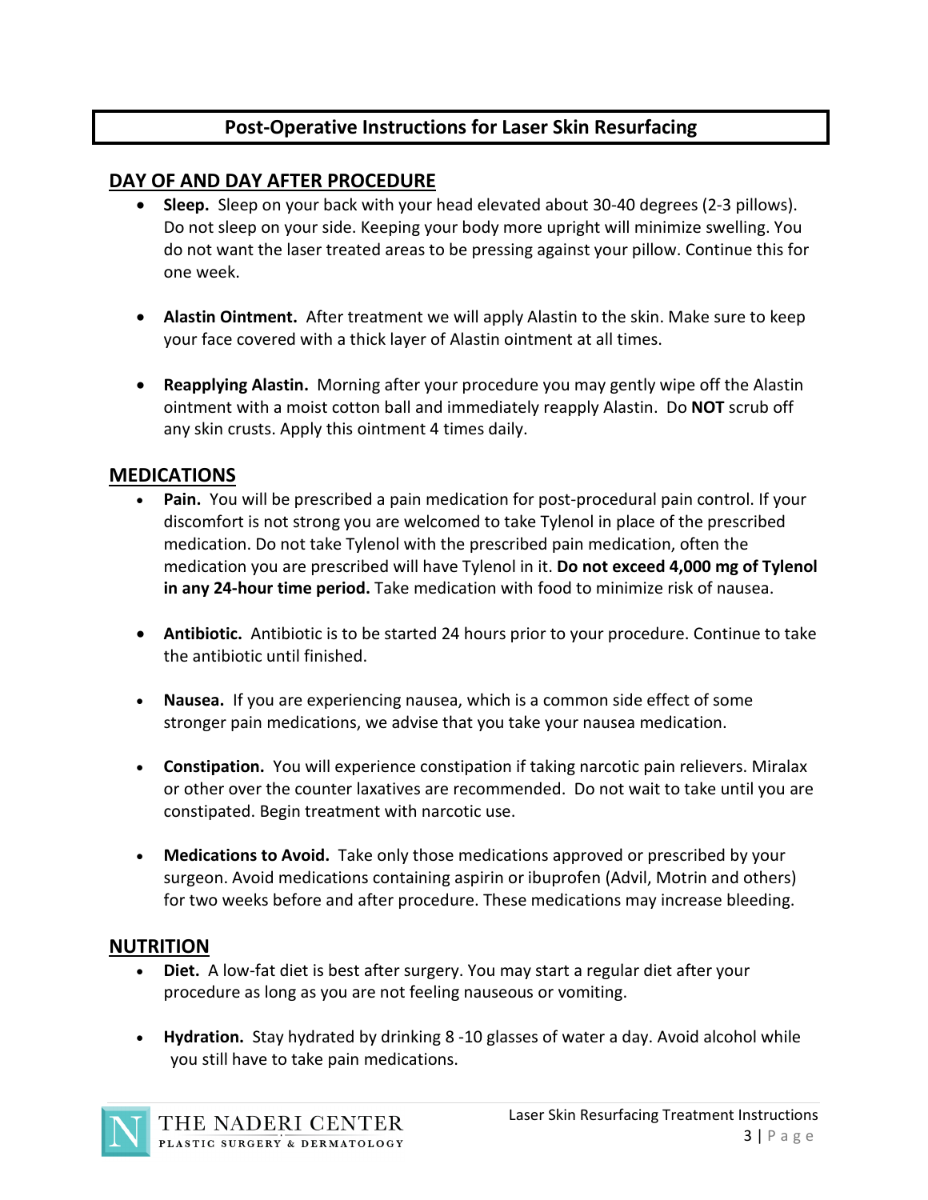# Post-Operative Instructions for Laser Skin Resurfacing

## DAY OF AND DAY AFTER PROCEDURE

- **Sleep.** Sleep on your back with your head elevated about 30-40 degrees (2-3 pillows). Do not sleep on your side. Keeping your body more upright will minimize swelling. You do not want the laser treated areas to be pressing against your pillow. Continue this for one week.

- **Alastin Ointment.** After treatment we will apply Alastin to the skin. Make sure to keep your face covered with a thick layer of Alastin ointment at all times.

- **Reapplying Alastin.** Morning after your procedure you may gently wipe off the Alastin ointment with a moist cotton ball and immediately reapply Alastin. Do **NOT** scrub off any skin crusts. Apply this ointment 4 times daily.

## MEDICATIONS

- **Pain.** You will be prescribed a pain medication for post-procedural pain control. If your discomfort is not strong you are welcomed to take Tylenol in place of the prescribed medication. Do not take Tylenol with the prescribed pain medication, often the medication you are prescribed will have Tylenol in it. **Do not exceed 4,000 mg of Tylenol in any 24-hour time period.** Take medication with food to minimize risk of nausea.

- **Antibiotic.** Antibiotic is to be started 24 hours prior to your procedure. Continue to take the antibiotic until finished.

- **Nausea.** If you are experiencing nausea, which is a common side effect of some stronger pain medications, we advise that you take your nausea medication.

- **Constipation.** You will experience constipation if taking narcotic pain relievers. Miralax or other over the counter laxatives are recommended. Do not wait to take until you are constipated. Begin treatment with narcotic use.

- **Medications to Avoid.** Take only those medications approved or prescribed by your surgeon. Avoid medications containing aspirin or ibuprofen (Advil, Motrin and others) for two weeks before and after procedure. These medications may increase bleeding.

## NUTRITION

- **Diet.** A low-fat diet is best after surgery. You may start a regular diet after your procedure as long as you are not feeling nauseous or vomiting.

- **Hydration.** Stay hydrated by drinking 8 -10 glasses of water a day. Avoid alcohol while you still have to take pain medications.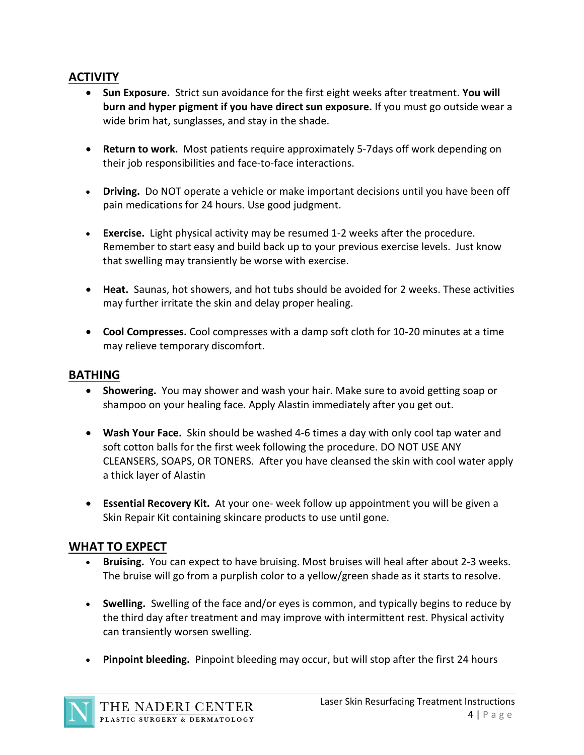## ACTIVITY

- **Sun Exposure.** Strict sun avoidance for the first eight weeks after treatment. **You will burn and hyper pigment if you have direct sun exposure.** If you must go outside wear a wide brim hat, sunglasses, and stay in the shade.

- **Return to work.** Most patients require approximately 5-7days off work depending on their job responsibilities and face-to-face interactions.

- **Driving.** Do NOT operate a vehicle or make important decisions until you have been off pain medications for 24 hours. Use good judgment.

- **Exercise.** Light physical activity may be resumed 1-2 weeks after the procedure. Remember to start easy and build back up to your previous exercise levels. Just know that swelling may transiently be worse with exercise.

- **Heat.** Saunas, hot showers, and hot tubs should be avoided for 2 weeks. These activities may further irritate the skin and delay proper healing.

- **Cool Compresses.** Cool compresses with a damp soft cloth for 10-20 minutes at a time may relieve temporary discomfort.

## BATHING

- **Showering.** You may shower and wash your hair. Make sure to avoid getting soap or shampoo on your healing face. Apply Alastin immediately after you get out.

- **Wash Your Face.** Skin should be washed 4-6 times a day with only cool tap water and soft cotton balls for the first week following the procedure. DO NOT USE ANY CLEANSERS, SOAPS, OR TONERS. After you have cleansed the skin with cool water apply a thick layer of Alastin

- **Essential Recovery Kit.** At your one- week follow up appointment you will be given a Skin Repair Kit containing skincare products to use until gone.

## WHAT TO EXPECT

- **Bruising.** You can expect to have bruising. Most bruises will heal after about 2-3 weeks. The bruise will go from a purplish color to a yellow/green shade as it starts to resolve.

- **Swelling.** Swelling of the face and/or eyes is common, and typically begins to reduce by the third day after treatment and may improve with intermittent rest. Physical activity can transiently worsen swelling.

- **Pinpoint bleeding.** Pinpoint bleeding may occur, but will stop after the first 24 hours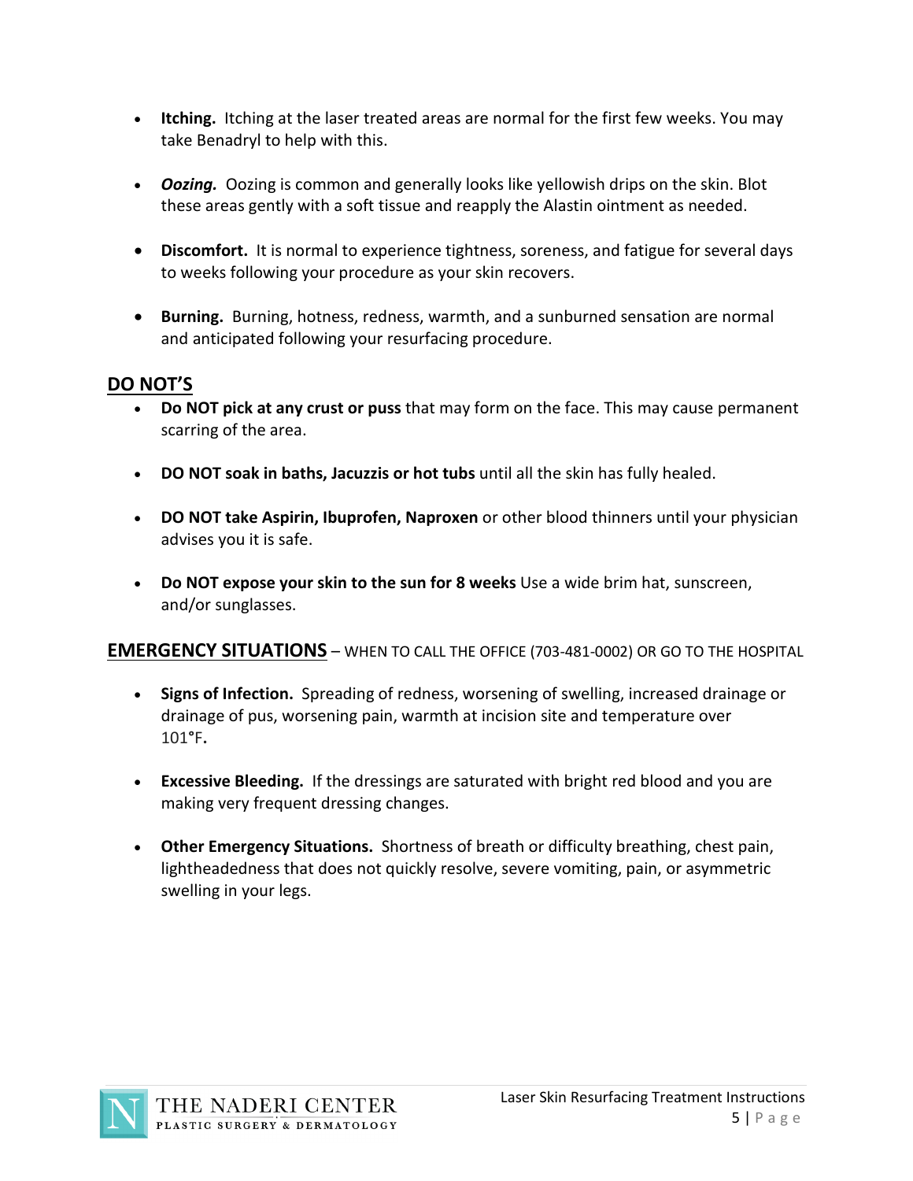- **Itching.** Itching at the laser treated areas are normal for the first few weeks. You may take Benadryl to help with this.

- ***Oozing.*** Oozing is common and generally looks like yellowish drips on the skin. Blot these areas gently with a soft tissue and reapply the Alastin ointment as needed.

- **Discomfort.** It is normal to experience tightness, soreness, and fatigue for several days to weeks following your procedure as your skin recovers.

- **Burning.** Burning, hotness, redness, warmth, and a sunburned sensation are normal and anticipated following your resurfacing procedure.

## DO NOT'S

- **Do NOT pick at any crust or puss** that may form on the face. This may cause permanent scarring of the area.

- **DO NOT soak in baths, Jacuzzis or hot tubs** until all the skin has fully healed.

- **DO NOT take Aspirin, Ibuprofen, Naproxen** or other blood thinners until your physician advises you it is safe.

- **Do NOT expose your skin to the sun for 8 weeks** Use a wide brim hat, sunscreen, and/or sunglasses.

## EMERGENCY SITUATIONS – WHEN TO CALL THE OFFICE (703-481-0002) OR GO TO THE HOSPITAL

- **Signs of Infection.** Spreading of redness, worsening of swelling, increased drainage or drainage of pus, worsening pain, warmth at incision site and temperature over 101°F.

- **Excessive Bleeding.** If the dressings are saturated with bright red blood and you are making very frequent dressing changes.

- **Other Emergency Situations.** Shortness of breath or difficulty breathing, chest pain, lightheadedness that does not quickly resolve, severe vomiting, pain, or asymmetric swelling in your legs.